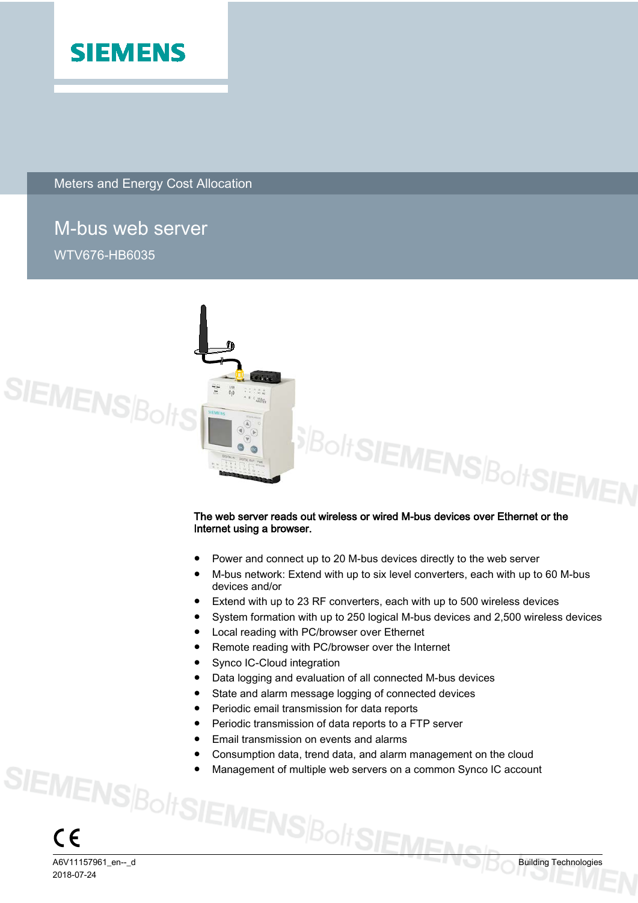SIEMENS

Meters and Energy Cost Allocation

# M-bus web server

WTV676-HB6035

**The web server reads out wireless or wired M-bus devices over Ethernet or the Internet using a browser.**

- Power and connect up to 20 M-bus devices directly to the web server
- M-bus network: Extend with up to six level converters, each with up to 60 M-bus devices and/or
- Extend with up to 23 RF converters, each with up to 500 wireless devices
- System formation with up to 250 logical M-bus devices and 2,500 wireless devices
- Local reading with PC/browser over Ethernet
- Remote reading with PC/browser over the Internet
- Synco IC-Cloud integration
- Data logging and evaluation of all connected M-bus devices
- State and alarm message logging of connected devices
- Periodic email transmission for data reports
- Periodic transmission of data reports to a FTP server
- Email transmission on events and alarms
- Consumption data, trend data, and alarm management on the cloud
- Management of multiple web servers on a common Synco IC account

CE

A6V11157961_en--_d
2018-07-24

Building Technologies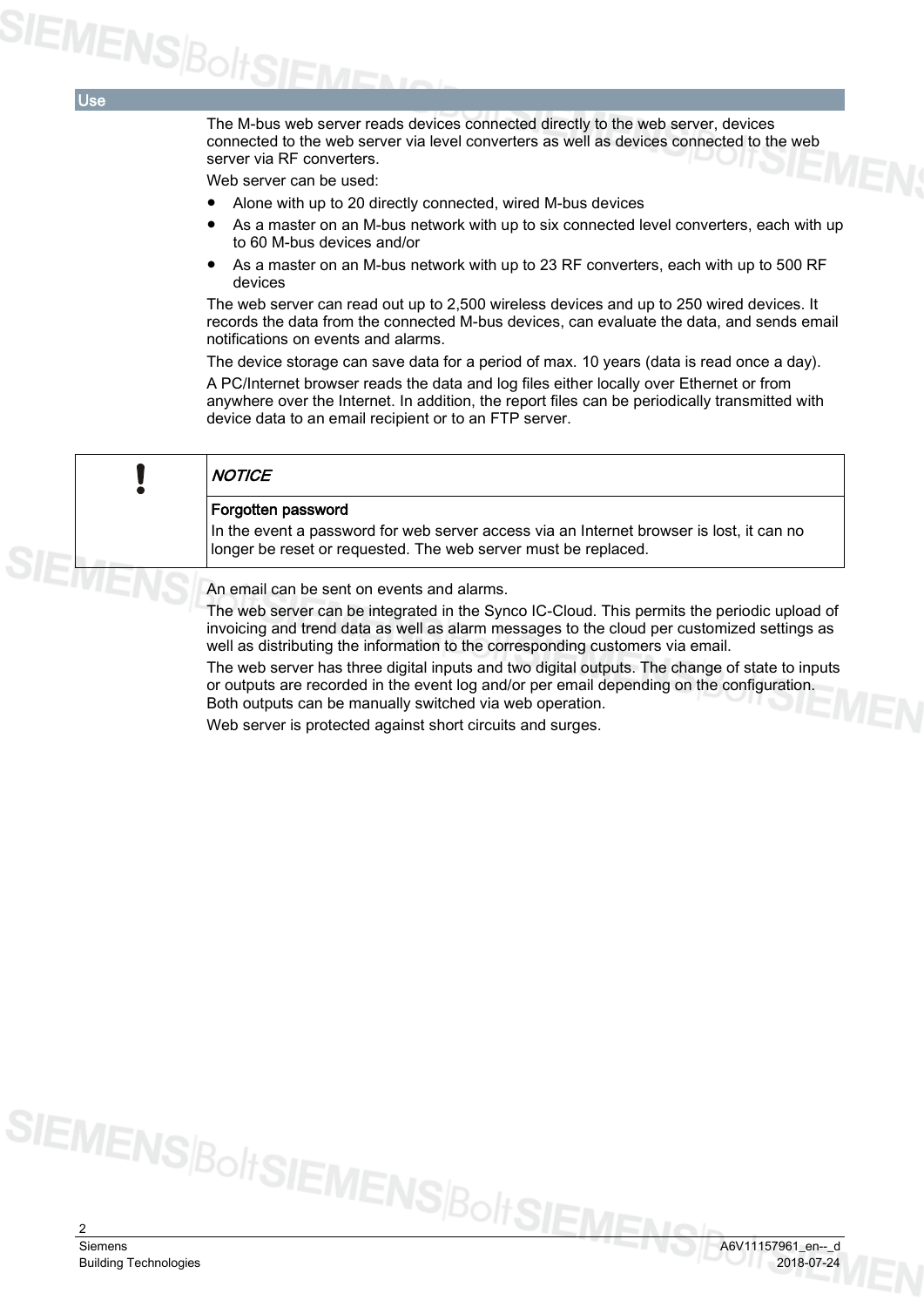## Use

The M-bus web server reads devices connected directly to the web server, devices connected to the web server via level converters as well as devices connected to the web server via RF converters.

Web server can be used:

- Alone with up to 20 directly connected, wired M-bus devices
- As a master on an M-bus network with up to six connected level converters, each with up to 60 M-bus devices and/or
- As a master on an M-bus network with up to 23 RF converters, each with up to 500 RF devices

The web server can read out up to 2,500 wireless devices and up to 250 wired devices. It records the data from the connected M-bus devices, can evaluate the data, and sends email notifications on events and alarms.

The device storage can save data for a period of max. 10 years (data is read once a day).

A PC/Internet browser reads the data and log files either locally over Ethernet or from anywhere over the Internet. In addition, the report files can be periodically transmitted with device data to an email recipient or to an FTP server.

| ! | *NOTICE* |
|---|---|
| | **Forgotten password**<br>In the event a password for web server access via an Internet browser is lost, it can no longer be reset or requested. The web server must be replaced. |

An email can be sent on events and alarms.

The web server can be integrated in the Synco IC-Cloud. This permits the periodic upload of invoicing and trend data as well as alarm messages to the cloud per customized settings as well as distributing the information to the corresponding customers via email.

The web server has three digital inputs and two digital outputs. The change of state to inputs or outputs are recorded in the event log and/or per email depending on the configuration. Both outputs can be manually switched via web operation.

Web server is protected against short circuits and surges.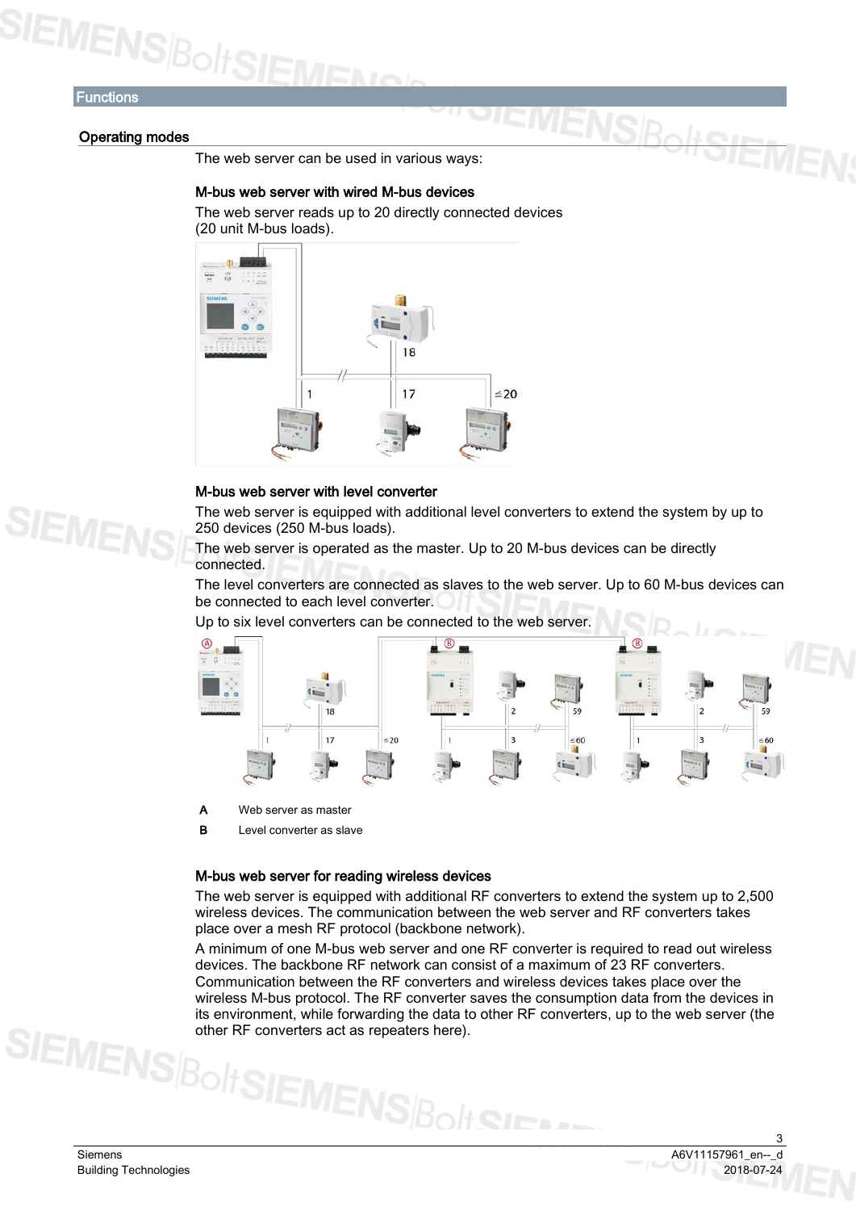## Functions

### Operating modes

The web server can be used in various ways:

#### M-bus web server with wired M-bus devices

The web server reads up to 20 directly connected devices (20 unit M-bus loads).

#### M-bus web server with level converter

The web server is equipped with additional level converters to extend the system by up to 250 devices (250 M-bus loads).

The web server is operated as the master. Up to 20 M-bus devices can be directly connected.

The level converters are connected as slaves to the web server. Up to 60 M-bus devices can be connected to each level converter.

Up to six level converters can be connected to the web server.

**A** Web server as master

**B** Level converter as slave

#### M-bus web server for reading wireless devices

The web server is equipped with additional RF converters to extend the system up to 2,500 wireless devices. The communication between the web server and RF converters takes place over a mesh RF protocol (backbone network).

A minimum of one M-bus web server and one RF converter is required to read out wireless devices. The backbone RF network can consist of a maximum of 23 RF converters. Communication between the RF converters and wireless devices takes place over the wireless M-bus protocol. The RF converter saves the consumption data from the devices in its environment, while forwarding the data to other RF converters, up to the web server (the other RF converters act as repeaters here).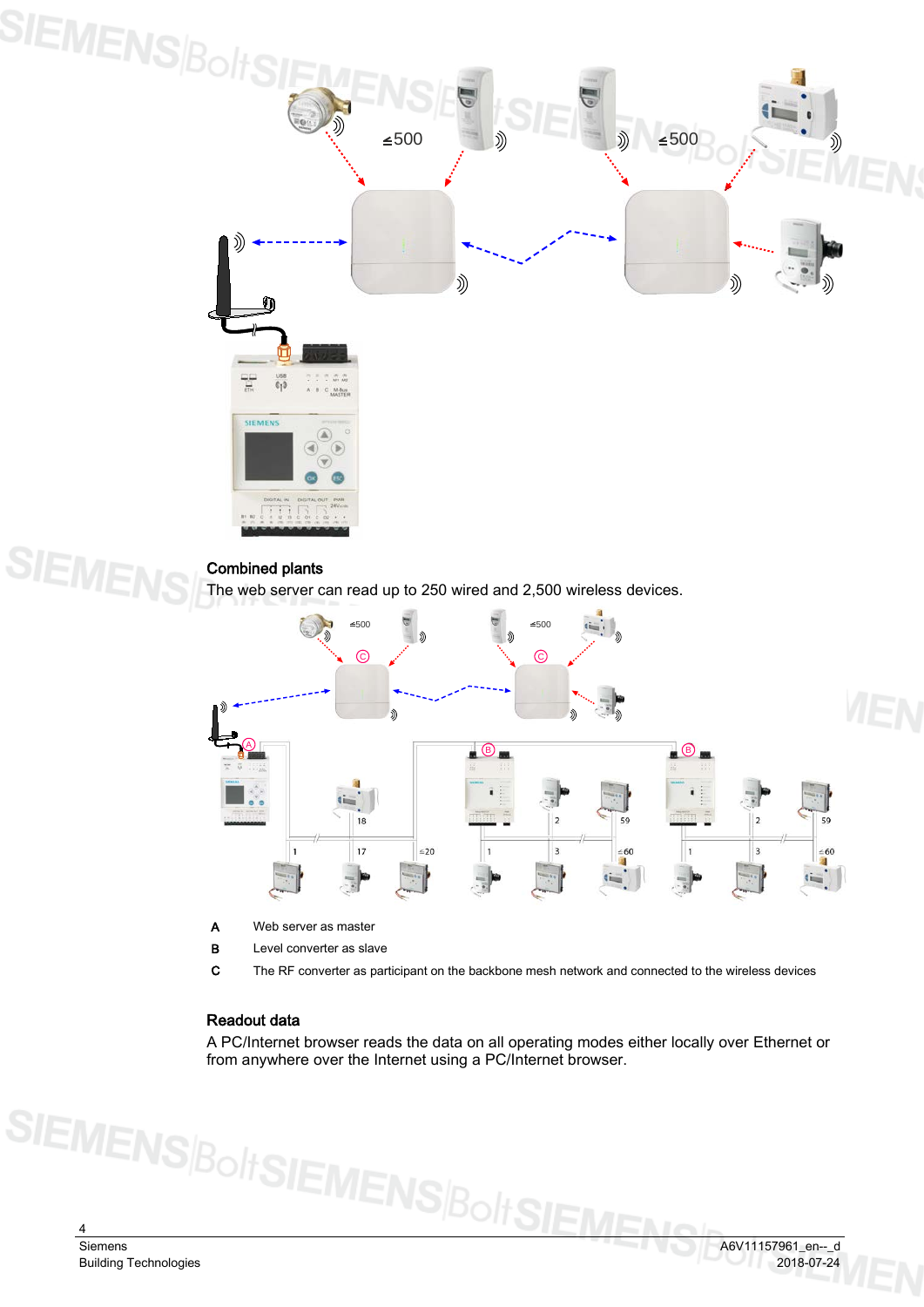## Combined plants

The web server can read up to 250 wired and 2,500 wireless devices.

| | |
|---|---|
| A | Web server as master |
| B | Level converter as slave |
| C | The RF converter as participant on the backbone mesh network and connected to the wireless devices |

## Readout data

A PC/Internet browser reads the data on all operating modes either locally over Ethernet or from anywhere over the Internet using a PC/Internet browser.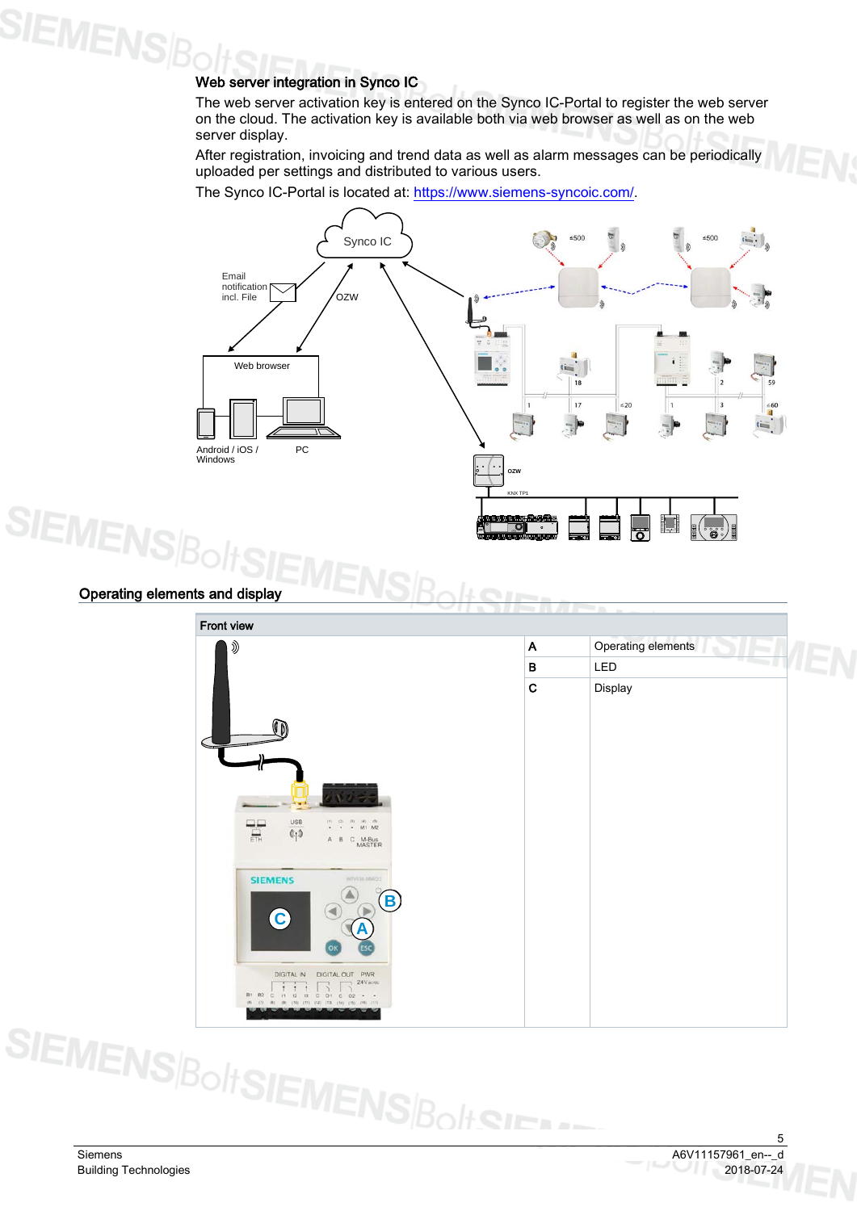### Web server integration in Synco IC

The web server activation key is entered on the Synco IC-Portal to register the web server on the cloud. The activation key is available both via web browser as well as on the web server display.

After registration, invoicing and trend data as well as alarm messages can be periodically uploaded per settings and distributed to various users.

The Synco IC-Portal is located at: https://www.siemens-syncoic.com/.

## Operating elements and display

| Front view | | |
|---|---|---|
| | A | Operating elements |
| | B | LED |
| | C | Display |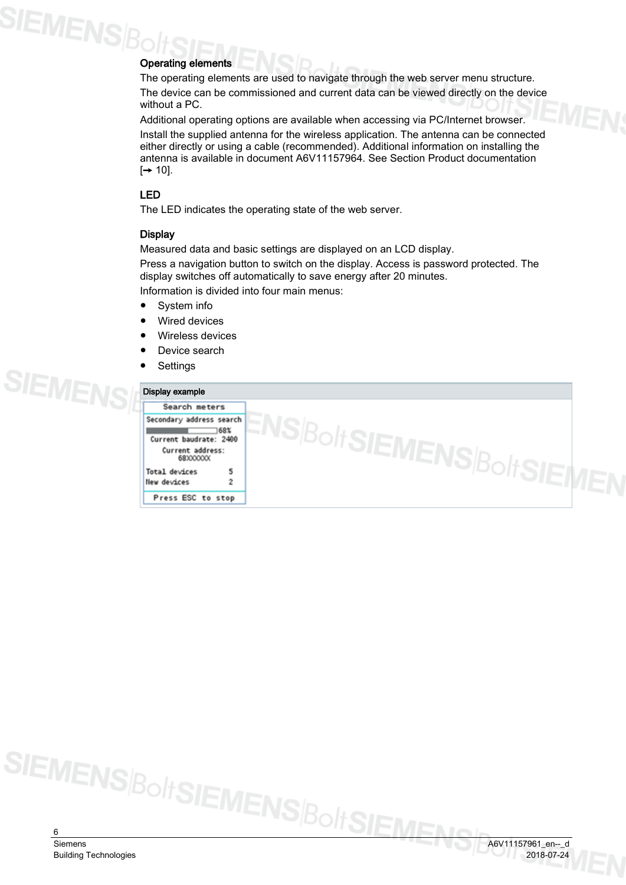### Operating elements

The operating elements are used to navigate through the web server menu structure.

The device can be commissioned and current data can be viewed directly on the device without a PC.

Additional operating options are available when accessing via PC/Internet browser.

Install the supplied antenna for the wireless application. The antenna can be connected either directly or using a cable (recommended). Additional information on installing the antenna is available in document A6V11157964. See Section Product documentation [→ 10].

### LED

The LED indicates the operating state of the web server.

### Display

Measured data and basic settings are displayed on an LCD display.

Press a navigation button to switch on the display. Access is password protected. The display switches off automatically to save energy after 20 minutes.

Information is divided into four main menus:

- System info
- Wired devices
- Wireless devices
- Device search
- Settings

**Display example**

```
Search meters
Secondary address search
68%
Current baudrate: 2400
Current address:
68XXXXXX
Total devices      5
New devices        2
Press ESC to stop
```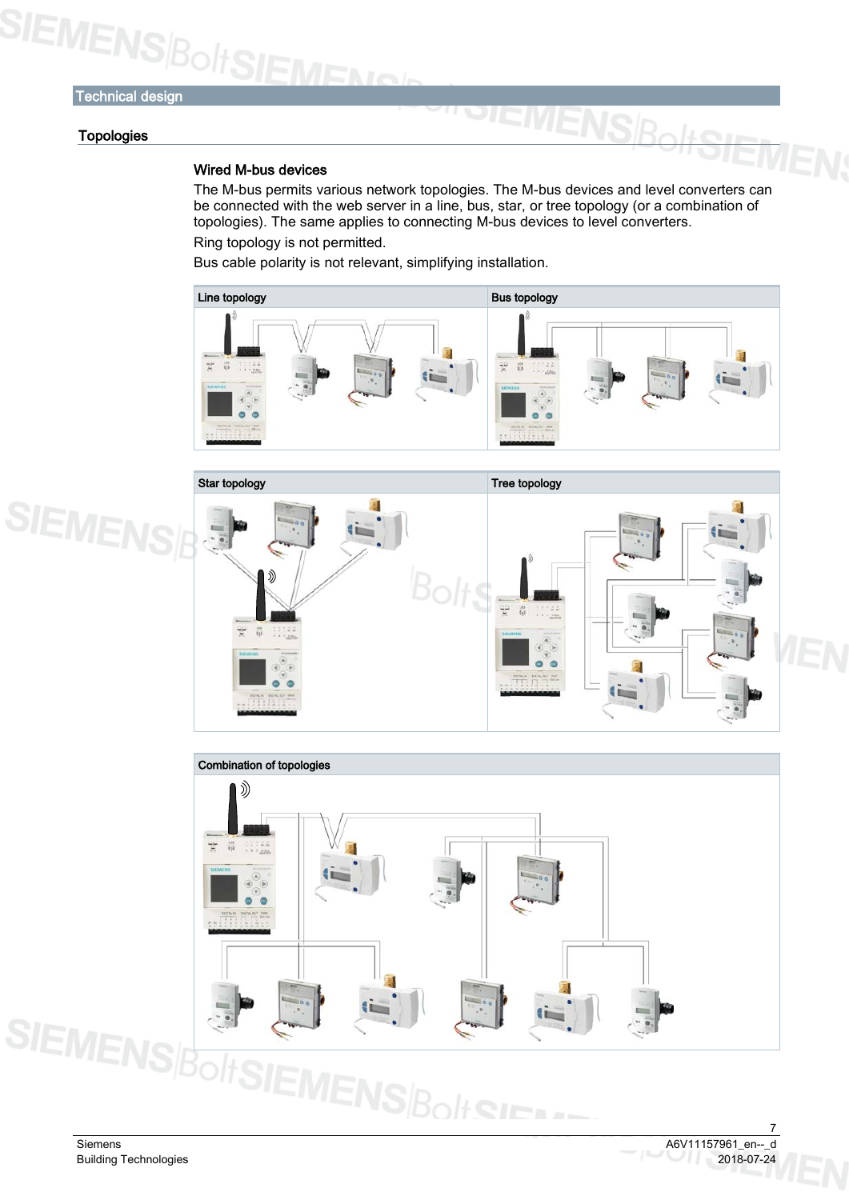## Technical design

### Topologies

#### Wired M-bus devices

The M-bus permits various network topologies. The M-bus devices and level converters can be connected with the web server in a line, bus, star, or tree topology (or a combination of topologies). The same applies to connecting M-bus devices to level converters.

Ring topology is not permitted.

Bus cable polarity is not relevant, simplifying installation.

| Line topology | Bus topology |
|---|---|
| | |

| Star topology | Tree topology |
|---|---|
| | |

| Combination of topologies |
|---|
| |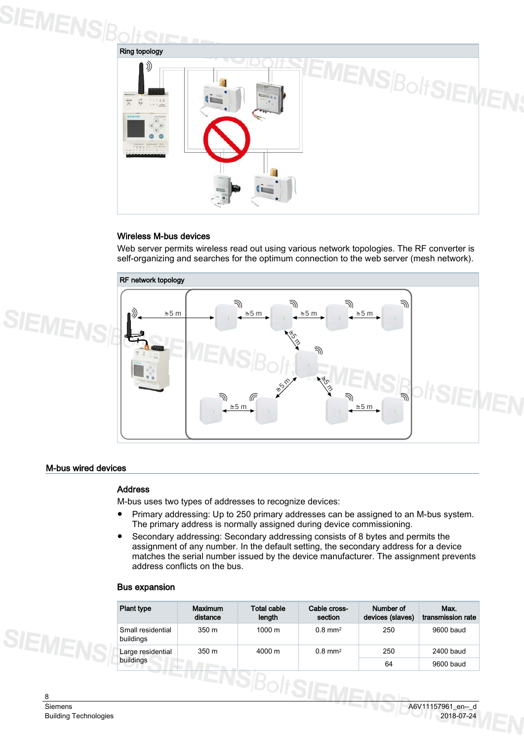Ring topology

### Wireless M-bus devices

Web server permits wireless read out using various network topologies. The RF converter is self-organizing and searches for the optimum connection to the web server (mesh network).

RF network topology

## M-bus wired devices

### Address

M-bus uses two types of addresses to recognize devices:

- Primary addressing: Up to 250 primary addresses can be assigned to an M-bus system. The primary address is normally assigned during device commissioning.
- Secondary addressing: Secondary addressing consists of 8 bytes and permits the assignment of any number. In the default setting, the secondary address for a device matches the serial number issued by the device manufacturer. The assignment prevents address conflicts on the bus.

### Bus expansion

| Plant type | Maximum distance | Total cable length | Cable cross-section | Number of devices (slaves) | Max. transmission rate |
|---|---|---|---|---|---|
| Small residential buildings | 350 m | 1000 m | 0.8 mm² | 250 | 9600 baud |
| Large residential buildings | 350 m | 4000 m | 0.8 mm² | 250 | 2400 baud |
| | | | | 64 | 9600 baud |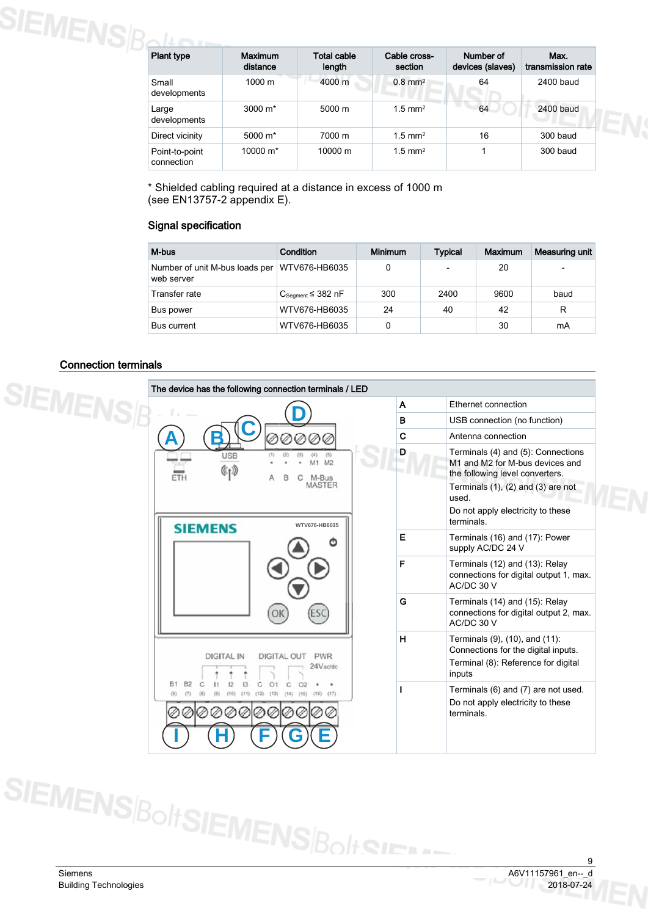| Plant type | Maximum distance | Total cable length | Cable cross-section | Number of devices (slaves) | Max. transmission rate |
|---|---|---|---|---|---|
| Small developments | 1000 m | 4000 m | 0.8 mm² | 64 | 2400 baud |
| Large developments | 3000 m* | 5000 m | 1.5 mm² | 64 | 2400 baud |
| Direct vicinity | 5000 m* | 7000 m | 1.5 mm² | 16 | 300 baud |
| Point-to-point connection | 10000 m* | 10000 m | 1.5 mm² | 1 | 300 baud |

* Shielded cabling required at a distance in excess of 1000 m (see EN13757-2 appendix E).

### Signal specification

| M-bus | Condition | Minimum | Typical | Maximum | Measuring unit |
|---|---|---|---|---|---|
| Number of unit M-bus loads per web server | WTV676-HB6035 | 0 | - | 20 | - |
| Transfer rate | $C_{Segment} \leq$ 382 nF | 300 | 2400 | 9600 | baud |
| Bus power | WTV676-HB6035 | 24 | 40 | 42 | R |
| Bus current | WTV676-HB6035 | 0 | | 30 | mA |

## Connection terminals

The device has the following connection terminals / LED

| | |
|---|---|
| A | Ethernet connection |
| B | USB connection (no function) |
| C | Antenna connection |
| D | Terminals (4) and (5): Connections M1 and M2 for M-bus devices and the following level converters.<br>Terminals (1), (2) and (3) are not used.<br>Do not apply electricity to these terminals. |
| E | Terminals (16) and (17): Power supply AC/DC 24 V |
| F | Terminals (12) and (13): Relay connections for digital output 1, max. AC/DC 30 V |
| G | Terminals (14) and (15): Relay connections for digital output 2, max. AC/DC 30 V |
| H | Terminals (9), (10), and (11): Connections for the digital inputs.<br>Terminal (8): Reference for digital inputs |
| I | Terminals (6) and (7) are not used.<br>Do not apply electricity to these terminals. |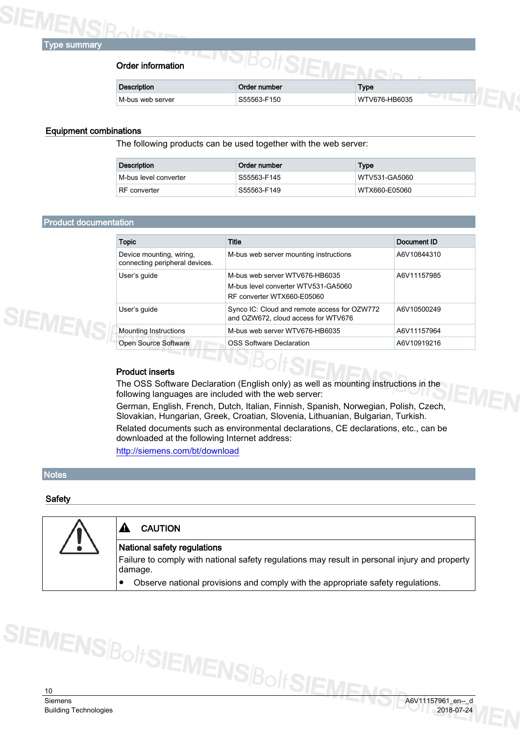## Type summary

### Order information

| Description | Order number | Type |
| --- | --- | --- |
| M-bus web server | S55563-F150 | WTV676-HB6035 |

### Equipment combinations

The following products can be used together with the web server:

| Description | Order number | Type |
| --- | --- | --- |
| M-bus level converter | S55563-F145 | WTV531-GA5060 |
| RF converter | S55563-F149 | WTX660-E05060 |

## Product documentation

| Topic | Title | Document ID |
| --- | --- | --- |
| Device mounting, wiring, connecting peripheral devices. | M-bus web server mounting instructions | A6V10844310 |
| User's guide | M-bus web server WTV676-HB6035<br>M-bus level converter WTV531-GA5060<br>RF converter WTX660-E05060 | A6V11157985 |
| User's guide | Synco IC: Cloud and remote access for OZW772 and OZW672, cloud access for WTV676 | A6V10500249 |
| Mounting Instructions | M-bus web server WTV676-HB6035 | A6V11157964 |
| Open Source Software | OSS Software Declaration | A6V10919216 |

### Product inserts

The OSS Software Declaration (English only) as well as mounting instructions in the following languages are included with the web server:

German, English, French, Dutch, Italian, Finnish, Spanish, Norwegian, Polish, Czech, Slovakian, Hungarian, Greek, Croatian, Slovenia, Lithuanian, Bulgarian, Turkish.

Related documents such as environmental declarations, CE declarations, etc., can be downloaded at the following Internet address:

http://siemens.com/bt/download

## Notes

### Safety

**CAUTION**

**National safety regulations**

Failure to comply with national safety regulations may result in personal injury and property damage.

- Observe national provisions and comply with the appropriate safety regulations.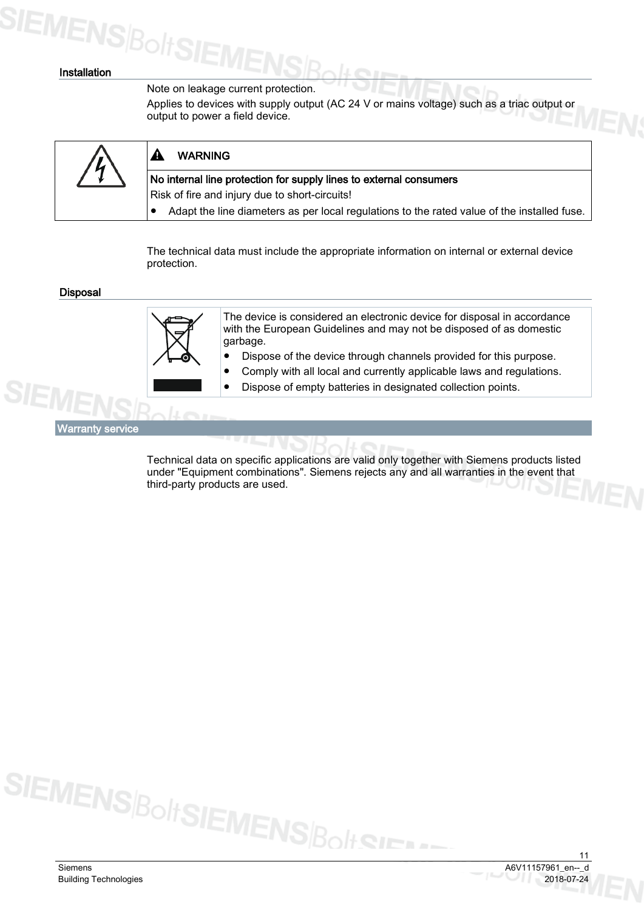## Installation

Note on leakage current protection.

Applies to devices with supply output (AC 24 V or mains voltage) such as a triac output or output to power a field device.

| | **WARNING** |
|---|---|
| | **No internal line protection for supply lines to external consumers**<br>Risk of fire and injury due to short-circuits!<br>• Adapt the line diameters as per local regulations to the rated value of the installed fuse. |

The technical data must include the appropriate information on internal or external device protection.

## Disposal

The device is considered an electronic device for disposal in accordance with the European Guidelines and may not be disposed of as domestic garbage.

- Dispose of the device through channels provided for this purpose.
- Comply with all local and currently applicable laws and regulations.
- Dispose of empty batteries in designated collection points.

## Warranty service

Technical data on specific applications are valid only together with Siemens products listed under "Equipment combinations". Siemens rejects any and all warranties in the event that third-party products are used.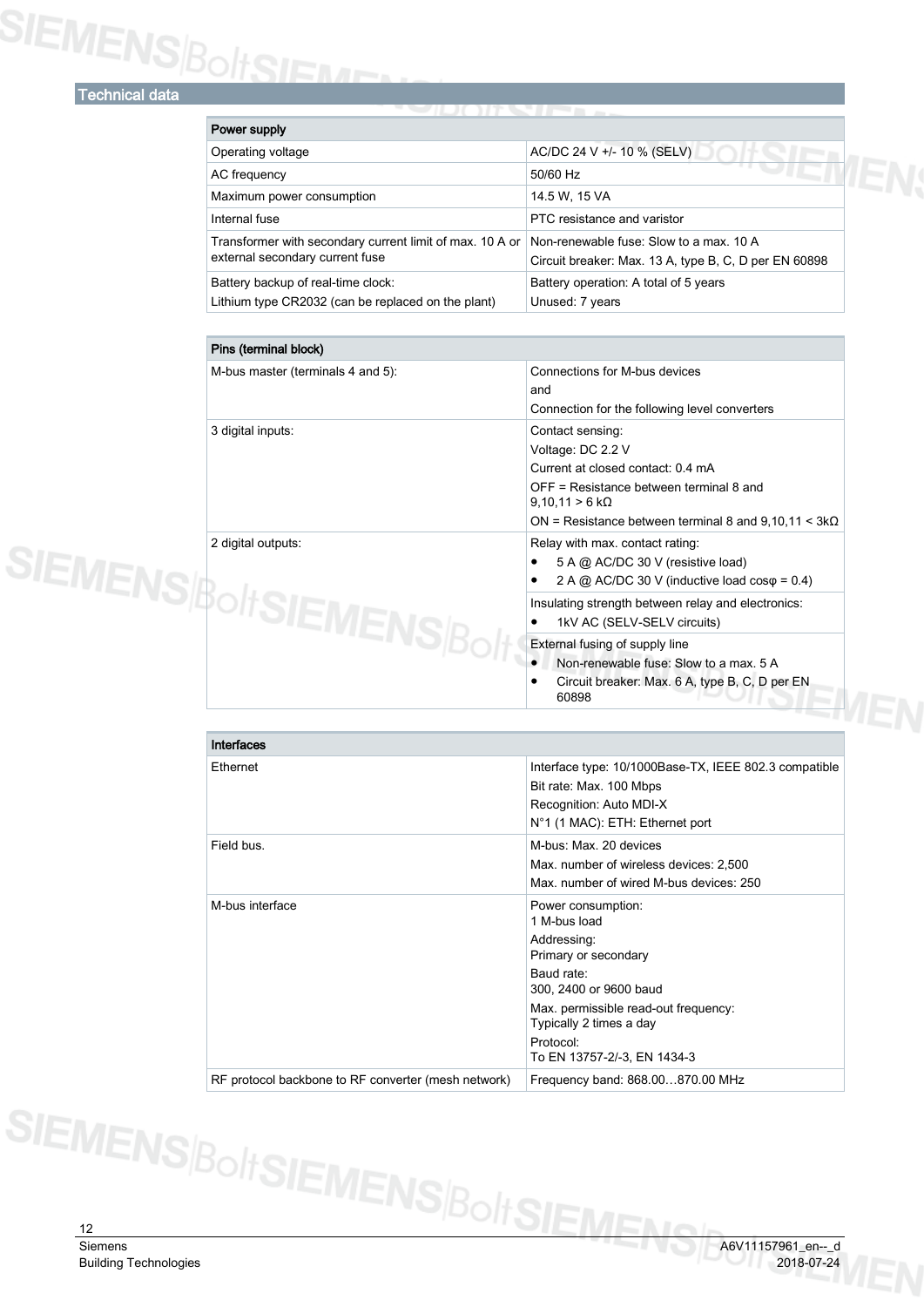## Technical data

| Power supply | |
|---|---|
| Operating voltage | AC/DC 24 V +/- 10 % (SELV) |
| AC frequency | 50/60 Hz |
| Maximum power consumption | 14.5 W, 15 VA |
| Internal fuse | PTC resistance and varistor |
| Transformer with secondary current limit of max. 10 A or external secondary current fuse | Non-renewable fuse: Slow to a max. 10 A<br>Circuit breaker: Max. 13 A, type B, C, D per EN 60898 |
| Battery backup of real-time clock:<br>Lithium type CR2032 (can be replaced on the plant) | Battery operation: A total of 5 years<br>Unused: 7 years |

| Pins (terminal block) | |
|---|---|
| M-bus master (terminals 4 and 5): | Connections for M-bus devices<br>and<br>Connection for the following level converters |
| 3 digital inputs: | Contact sensing:<br>Voltage: DC 2.2 V<br>Current at closed contact: 0.4 mA<br>OFF = Resistance between terminal 8 and 9,10,11 > 6 kΩ<br>ON = Resistance between terminal 8 and 9,10,11 < 3kΩ |
| 2 digital outputs: | Relay with max. contact rating:<br>• 5 A @ AC/DC 30 V (resistive load)<br>• 2 A @ AC/DC 30 V (inductive load cosφ = 0.4) |
| | Insulating strength between relay and electronics:<br>• 1kV AC (SELV-SELV circuits) |
| | External fusing of supply line<br>• Non-renewable fuse: Slow to a max. 5 A<br>• Circuit breaker: Max. 6 A, type B, C, D per EN 60898 |

| Interfaces | |
|---|---|
| Ethernet | Interface type: 10/1000Base-TX, IEEE 802.3 compatible<br>Bit rate: Max. 100 Mbps<br>Recognition: Auto MDI-X<br>N°1 (1 MAC): ETH: Ethernet port |
| Field bus. | M-bus: Max. 20 devices<br>Max. number of wireless devices: 2,500<br>Max. number of wired M-bus devices: 250 |
| M-bus interface | Power consumption:<br>1 M-bus load<br>Addressing:<br>Primary or secondary<br>Baud rate:<br>300, 2400 or 9600 baud<br>Max. permissible read-out frequency:<br>Typically 2 times a day<br>Protocol:<br>To EN 13757-2/-3, EN 1434-3 |
| RF protocol backbone to RF converter (mesh network) | Frequency band: 868.00…870.00 MHz |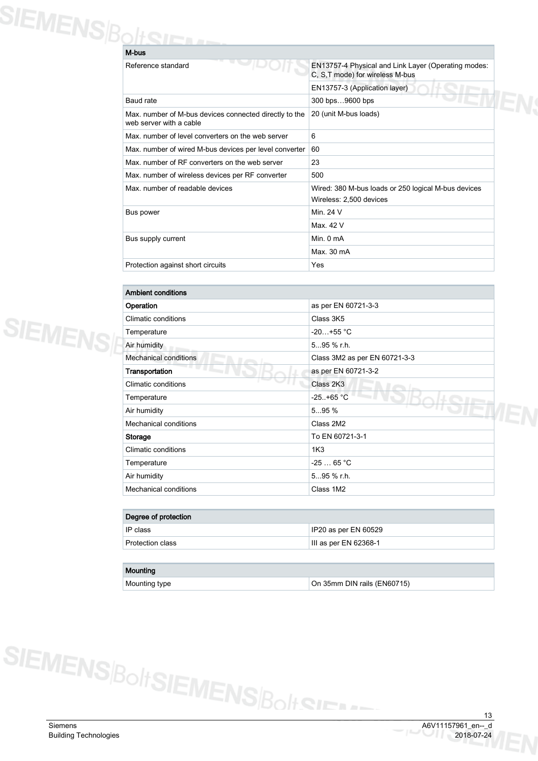| M-bus | |
|---|---|
| Reference standard | EN13757-4 Physical and Link Layer (Operating modes: C, S,T mode) for wireless M-bus |
| | EN13757-3 (Application layer) |
| Baud rate | 300 bps…9600 bps |
| Max. number of M-bus devices connected directly to the web server with a cable | 20 (unit M-bus loads) |
| Max. number of level converters on the web server | 6 |
| Max. number of wired M-bus devices per level converter | 60 |
| Max. number of RF converters on the web server | 23 |
| Max. number of wireless devices per RF converter | 500 |
| Max. number of readable devices | Wired: 380 M-bus loads or 250 logical M-bus devices<br>Wireless: 2,500 devices |
| Bus power | Min. 24 V |
| | Max. 42 V |
| Bus supply current | Min. 0 mA |
| | Max. 30 mA |
| Protection against short circuits | Yes |

| Ambient conditions | |
|---|---|
| **Operation** | as per EN 60721-3-3 |
| Climatic conditions | Class 3K5 |
| Temperature | -20…+55 °C |
| Air humidity | 5...95 % r.h. |
| Mechanical conditions | Class 3M2 as per EN 60721-3-3 |
| **Transportation** | as per EN 60721-3-2 |
| Climatic conditions | Class 2K3 |
| Temperature | -25..+65 °C |
| Air humidity | 5...95 % |
| Mechanical conditions | Class 2M2 |
| **Storage** | To EN 60721-3-1 |
| Climatic conditions | 1K3 |
| Temperature | -25 … 65 °C |
| Air humidity | 5...95 % r.h. |
| Mechanical conditions | Class 1M2 |

| Degree of protection | |
|---|---|
| IP class | IP20 as per EN 60529 |
| Protection class | III as per EN 62368-1 |

| Mounting | |
|---|---|
| Mounting type | On 35mm DIN rails (EN60715) |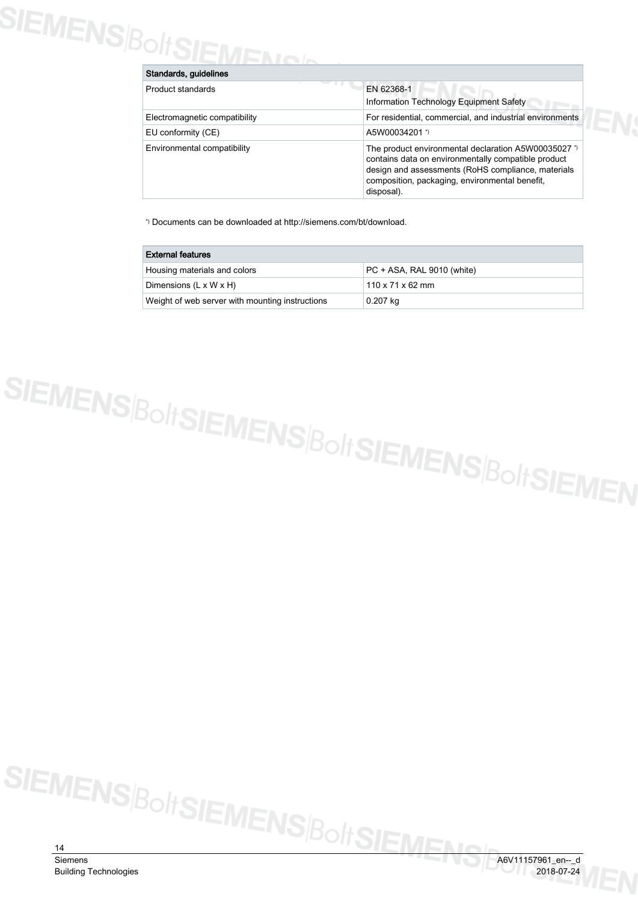| Standards, guidelines | |
|---|---|
| Product standards | EN 62368-1<br>Information Technology Equipment Safety |
| Electromagnetic compatibility | For residential, commercial, and industrial environments |
| EU conformity (CE) | A5W00034201 *) |
| Environmental compatibility | The product environmental declaration A5W00035027 *) contains data on environmentally compatible product design and assessments (RoHS compliance, materials composition, packaging, environmental benefit, disposal). |

*) Documents can be downloaded at http://siemens.com/bt/download.

| External features | |
|---|---|
| Housing materials and colors | PC + ASA, RAL 9010 (white) |
| Dimensions (L x W x H) | 110 x 71 x 62 mm |
| Weight of web server with mounting instructions | 0.207 kg |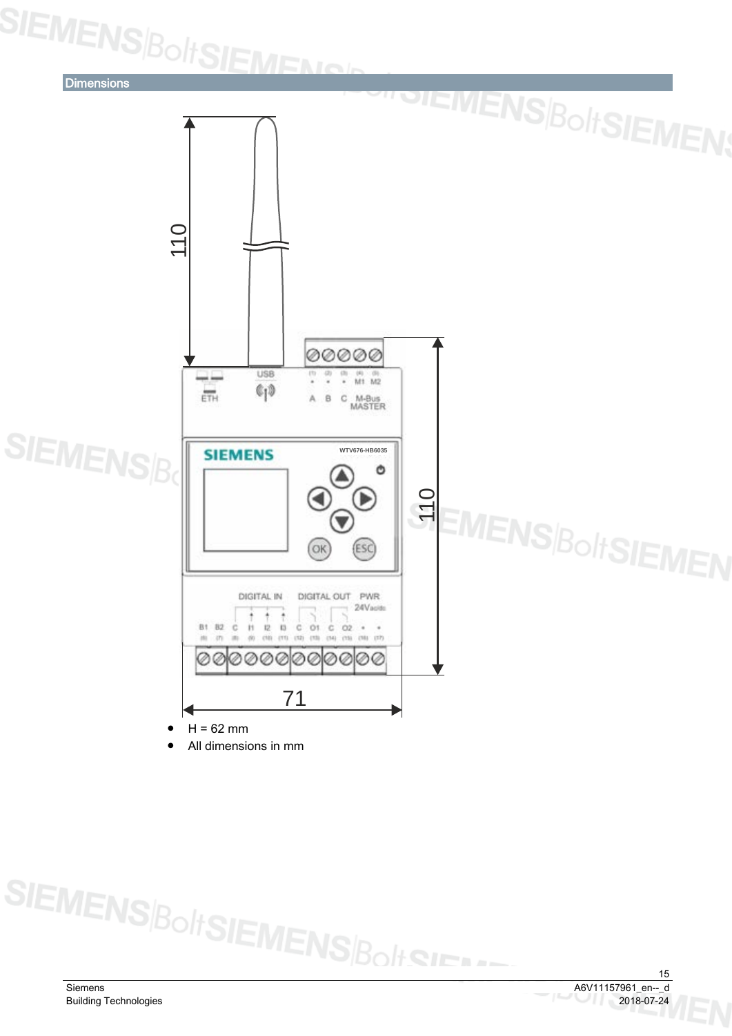## Dimensions

- H = 62 mm
- All dimensions in mm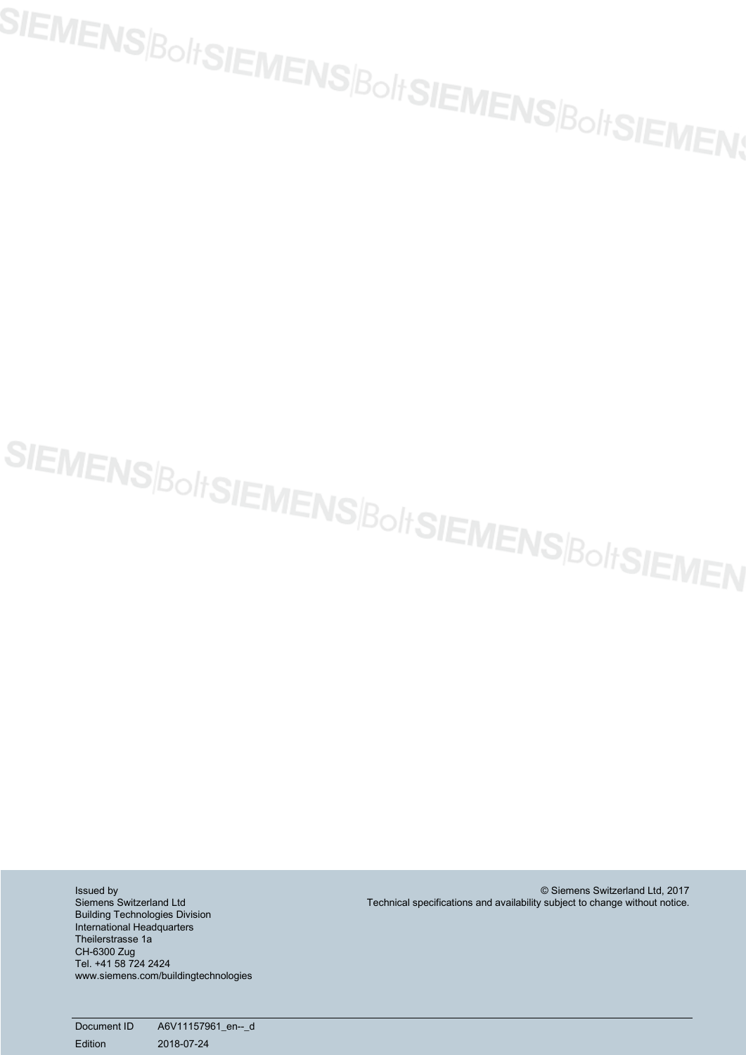Issued by
Siemens Switzerland Ltd
Building Technologies Division
International Headquarters
Theilerstrasse 1a
CH-6300 Zug
Tel. +41 58 724 2424
www.siemens.com/buildingtechnologies

© Siemens Switzerland Ltd, 2017
Technical specifications and availability subject to change without notice.

| | |
|---|---|
| Document ID | A6V11157961_en--_d |
| Edition | 2018-07-24 |